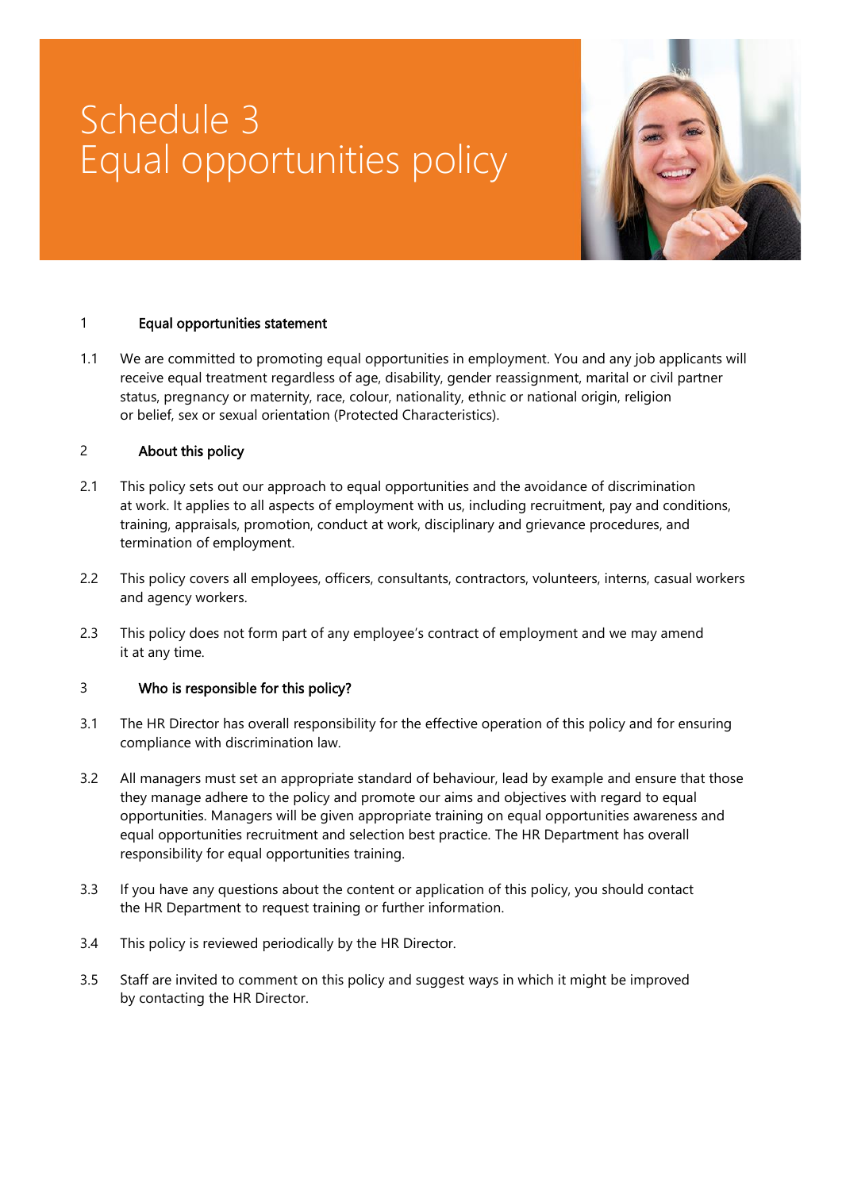# Schedule 3
# Equal opportunities policy

## 1 Equal opportunities statement

1.1 We are committed to promoting equal opportunities in employment. You and any job applicants will receive equal treatment regardless of age, disability, gender reassignment, marital or civil partner status, pregnancy or maternity, race, colour, nationality, ethnic or national origin, religion or belief, sex or sexual orientation (Protected Characteristics).

## 2 About this policy

2.1 This policy sets out our approach to equal opportunities and the avoidance of discrimination at work. It applies to all aspects of employment with us, including recruitment, pay and conditions, training, appraisals, promotion, conduct at work, disciplinary and grievance procedures, and termination of employment.

2.2 This policy covers all employees, officers, consultants, contractors, volunteers, interns, casual workers and agency workers.

2.3 This policy does not form part of any employee's contract of employment and we may amend it at any time.

## 3 Who is responsible for this policy?

3.1 The HR Director has overall responsibility for the effective operation of this policy and for ensuring compliance with discrimination law.

3.2 All managers must set an appropriate standard of behaviour, lead by example and ensure that those they manage adhere to the policy and promote our aims and objectives with regard to equal opportunities. Managers will be given appropriate training on equal opportunities awareness and equal opportunities recruitment and selection best practice. The HR Department has overall responsibility for equal opportunities training.

3.3 If you have any questions about the content or application of this policy, you should contact the HR Department to request training or further information.

3.4 This policy is reviewed periodically by the HR Director.

3.5 Staff are invited to comment on this policy and suggest ways in which it might be improved by contacting the HR Director.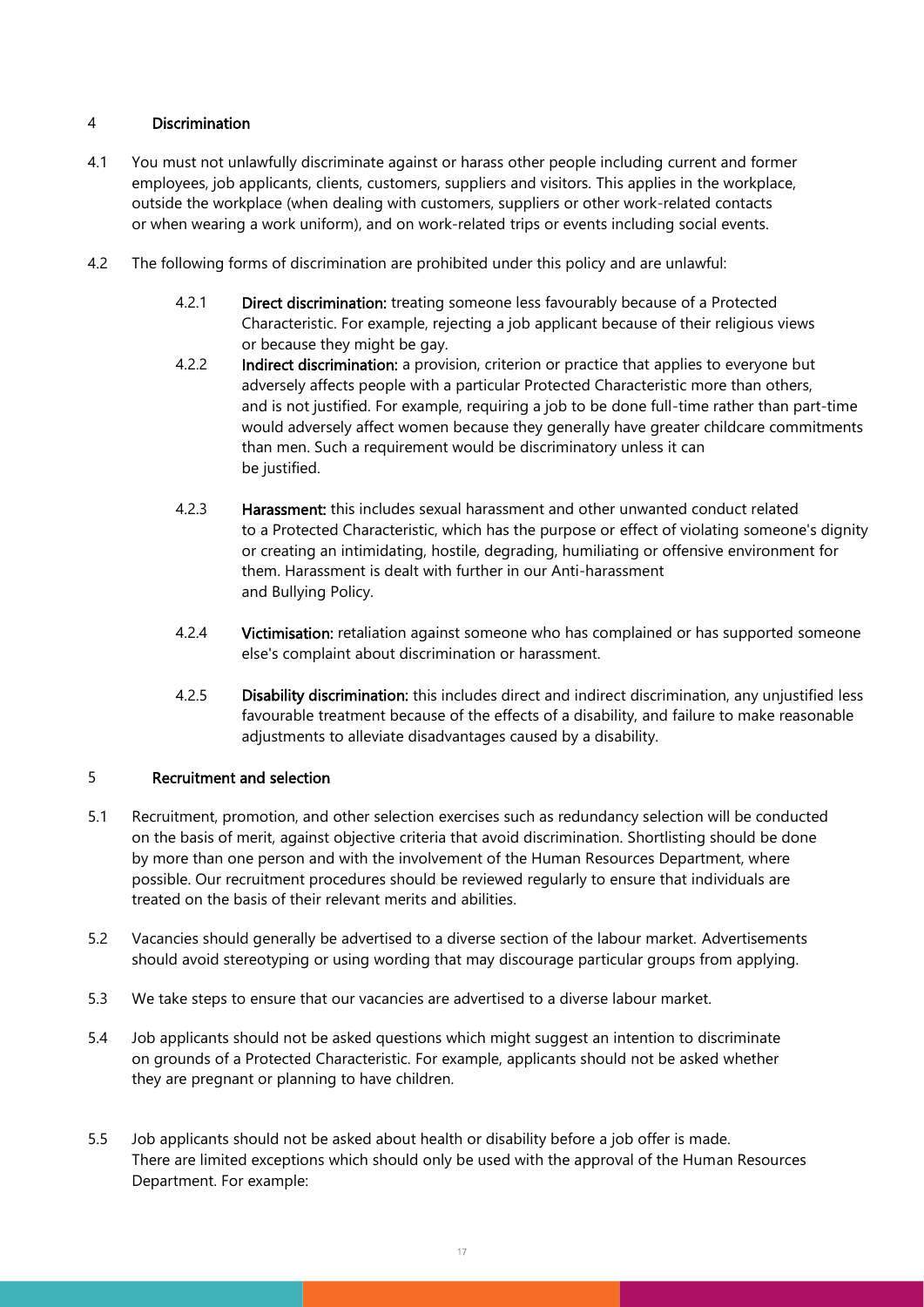## 4 Discrimination

4.1 You must not unlawfully discriminate against or harass other people including current and former employees, job applicants, clients, customers, suppliers and visitors. This applies in the workplace, outside the workplace (when dealing with customers, suppliers or other work-related contacts or when wearing a work uniform), and on work-related trips or events including social events.

4.2 The following forms of discrimination are prohibited under this policy and are unlawful:

> 4.2.1 **Direct discrimination:** treating someone less favourably because of a Protected Characteristic. For example, rejecting a job applicant because of their religious views or because they might be gay.
>
> 4.2.2 **Indirect discrimination:** a provision, criterion or practice that applies to everyone but adversely affects people with a particular Protected Characteristic more than others, and is not justified. For example, requiring a job to be done full-time rather than part-time would adversely affect women because they generally have greater childcare commitments than men. Such a requirement would be discriminatory unless it can be justified.
>
> 4.2.3 **Harassment:** this includes sexual harassment and other unwanted conduct related to a Protected Characteristic, which has the purpose or effect of violating someone's dignity or creating an intimidating, hostile, degrading, humiliating or offensive environment for them. Harassment is dealt with further in our Anti-harassment and Bullying Policy.
>
> 4.2.4 **Victimisation:** retaliation against someone who has complained or has supported someone else's complaint about discrimination or harassment.
>
> 4.2.5 **Disability discrimination:** this includes direct and indirect discrimination, any unjustified less favourable treatment because of the effects of a disability, and failure to make reasonable adjustments to alleviate disadvantages caused by a disability.

## 5 Recruitment and selection

5.1 Recruitment, promotion, and other selection exercises such as redundancy selection will be conducted on the basis of merit, against objective criteria that avoid discrimination. Shortlisting should be done by more than one person and with the involvement of the Human Resources Department, where possible. Our recruitment procedures should be reviewed regularly to ensure that individuals are treated on the basis of their relevant merits and abilities.

5.2 Vacancies should generally be advertised to a diverse section of the labour market. Advertisements should avoid stereotyping or using wording that may discourage particular groups from applying.

5.3 We take steps to ensure that our vacancies are advertised to a diverse labour market.

5.4 Job applicants should not be asked questions which might suggest an intention to discriminate on grounds of a Protected Characteristic. For example, applicants should not be asked whether they are pregnant or planning to have children.

5.5 Job applicants should not be asked about health or disability before a job offer is made. There are limited exceptions which should only be used with the approval of the Human Resources Department. For example: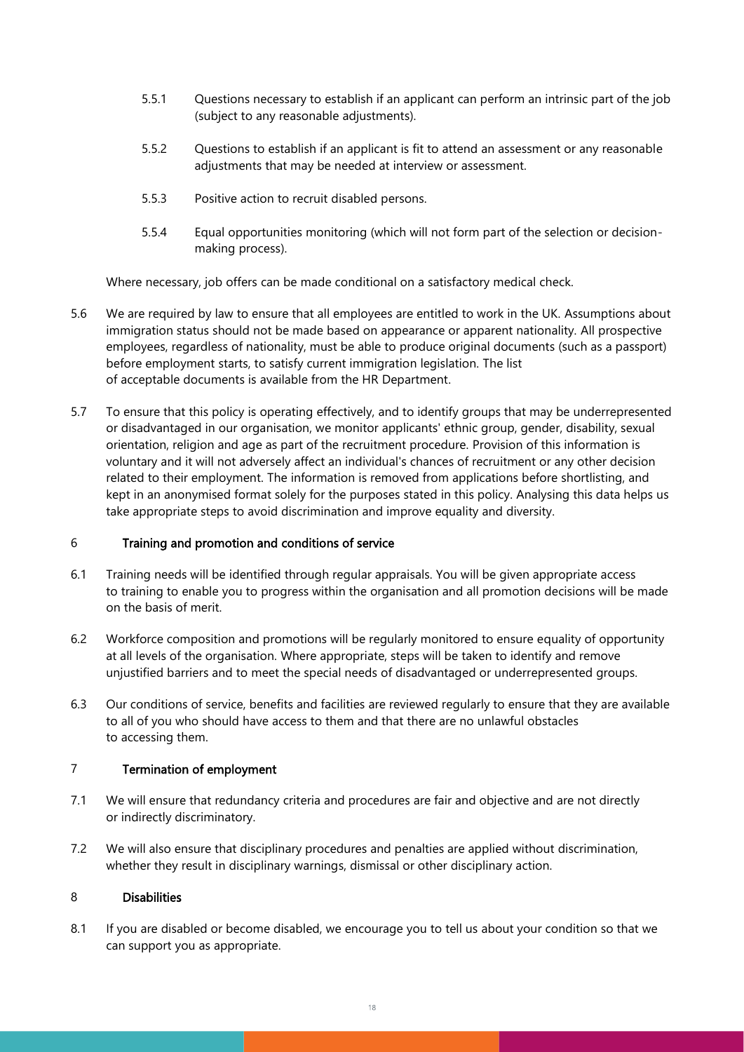5.5.1 Questions necessary to establish if an applicant can perform an intrinsic part of the job (subject to any reasonable adjustments).

5.5.2 Questions to establish if an applicant is fit to attend an assessment or any reasonable adjustments that may be needed at interview or assessment.

5.5.3 Positive action to recruit disabled persons.

5.5.4 Equal opportunities monitoring (which will not form part of the selection or decision-making process).

Where necessary, job offers can be made conditional on a satisfactory medical check.

5.6 We are required by law to ensure that all employees are entitled to work in the UK. Assumptions about immigration status should not be made based on appearance or apparent nationality. All prospective employees, regardless of nationality, must be able to produce original documents (such as a passport) before employment starts, to satisfy current immigration legislation. The list of acceptable documents is available from the HR Department.

5.7 To ensure that this policy is operating effectively, and to identify groups that may be underrepresented or disadvantaged in our organisation, we monitor applicants' ethnic group, gender, disability, sexual orientation, religion and age as part of the recruitment procedure. Provision of this information is voluntary and it will not adversely affect an individual's chances of recruitment or any other decision related to their employment. The information is removed from applications before shortlisting, and kept in an anonymised format solely for the purposes stated in this policy. Analysing this data helps us take appropriate steps to avoid discrimination and improve equality and diversity.

## 6 Training and promotion and conditions of service

6.1 Training needs will be identified through regular appraisals. You will be given appropriate access to training to enable you to progress within the organisation and all promotion decisions will be made on the basis of merit.

6.2 Workforce composition and promotions will be regularly monitored to ensure equality of opportunity at all levels of the organisation. Where appropriate, steps will be taken to identify and remove unjustified barriers and to meet the special needs of disadvantaged or underrepresented groups.

6.3 Our conditions of service, benefits and facilities are reviewed regularly to ensure that they are available to all of you who should have access to them and that there are no unlawful obstacles to accessing them.

## 7 Termination of employment

7.1 We will ensure that redundancy criteria and procedures are fair and objective and are not directly or indirectly discriminatory.

7.2 We will also ensure that disciplinary procedures and penalties are applied without discrimination, whether they result in disciplinary warnings, dismissal or other disciplinary action.

## 8 Disabilities

8.1 If you are disabled or become disabled, we encourage you to tell us about your condition so that we can support you as appropriate.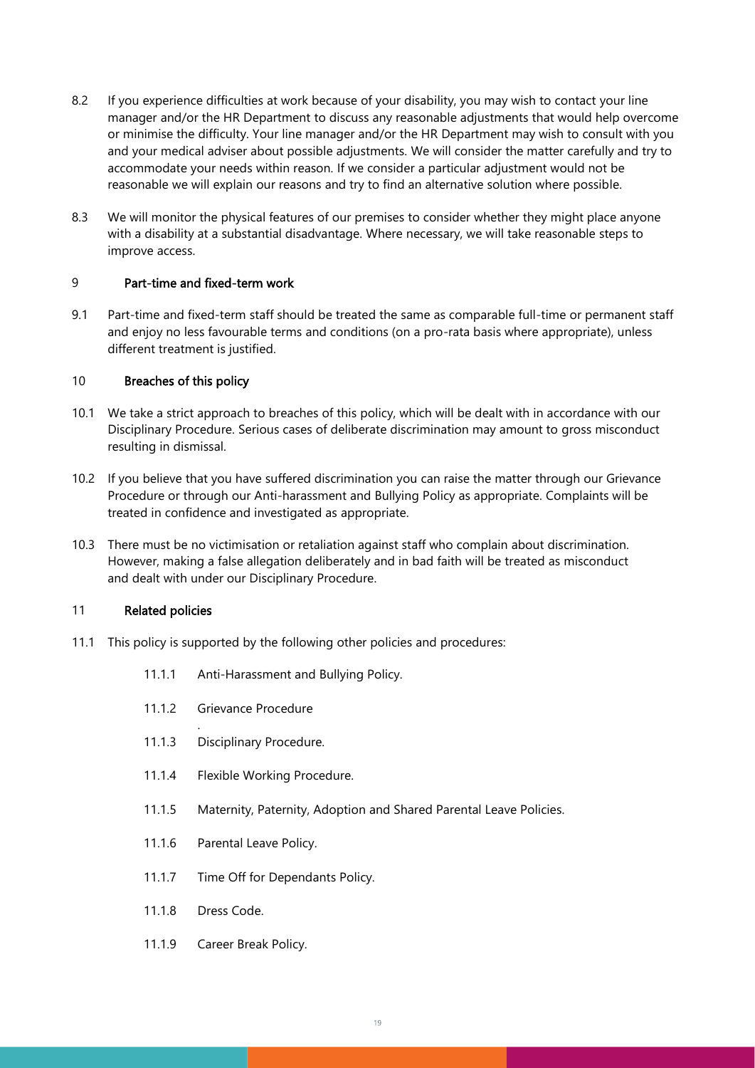8.2 If you experience difficulties at work because of your disability, you may wish to contact your line manager and/or the HR Department to discuss any reasonable adjustments that would help overcome or minimise the difficulty. Your line manager and/or the HR Department may wish to consult with you and your medical adviser about possible adjustments. We will consider the matter carefully and try to accommodate your needs within reason. If we consider a particular adjustment would not be reasonable we will explain our reasons and try to find an alternative solution where possible.

8.3 We will monitor the physical features of our premises to consider whether they might place anyone with a disability at a substantial disadvantage. Where necessary, we will take reasonable steps to improve access.

## 9 Part-time and fixed-term work

9.1 Part-time and fixed-term staff should be treated the same as comparable full-time or permanent staff and enjoy no less favourable terms and conditions (on a pro-rata basis where appropriate), unless different treatment is justified.

## 10 Breaches of this policy

10.1 We take a strict approach to breaches of this policy, which will be dealt with in accordance with our Disciplinary Procedure. Serious cases of deliberate discrimination may amount to gross misconduct resulting in dismissal.

10.2 If you believe that you have suffered discrimination you can raise the matter through our Grievance Procedure or through our Anti-harassment and Bullying Policy as appropriate. Complaints will be treated in confidence and investigated as appropriate.

10.3 There must be no victimisation or retaliation against staff who complain about discrimination. However, making a false allegation deliberately and in bad faith will be treated as misconduct and dealt with under our Disciplinary Procedure.

## 11 Related policies

11.1 This policy is supported by the following other policies and procedures:

- 11.1.1 Anti-Harassment and Bullying Policy.
- 11.1.2 Grievance Procedure
- 11.1.3 Disciplinary Procedure.
- 11.1.4 Flexible Working Procedure.
- 11.1.5 Maternity, Paternity, Adoption and Shared Parental Leave Policies.
- 11.1.6 Parental Leave Policy.
- 11.1.7 Time Off for Dependants Policy.
- 11.1.8 Dress Code.
- 11.1.9 Career Break Policy.